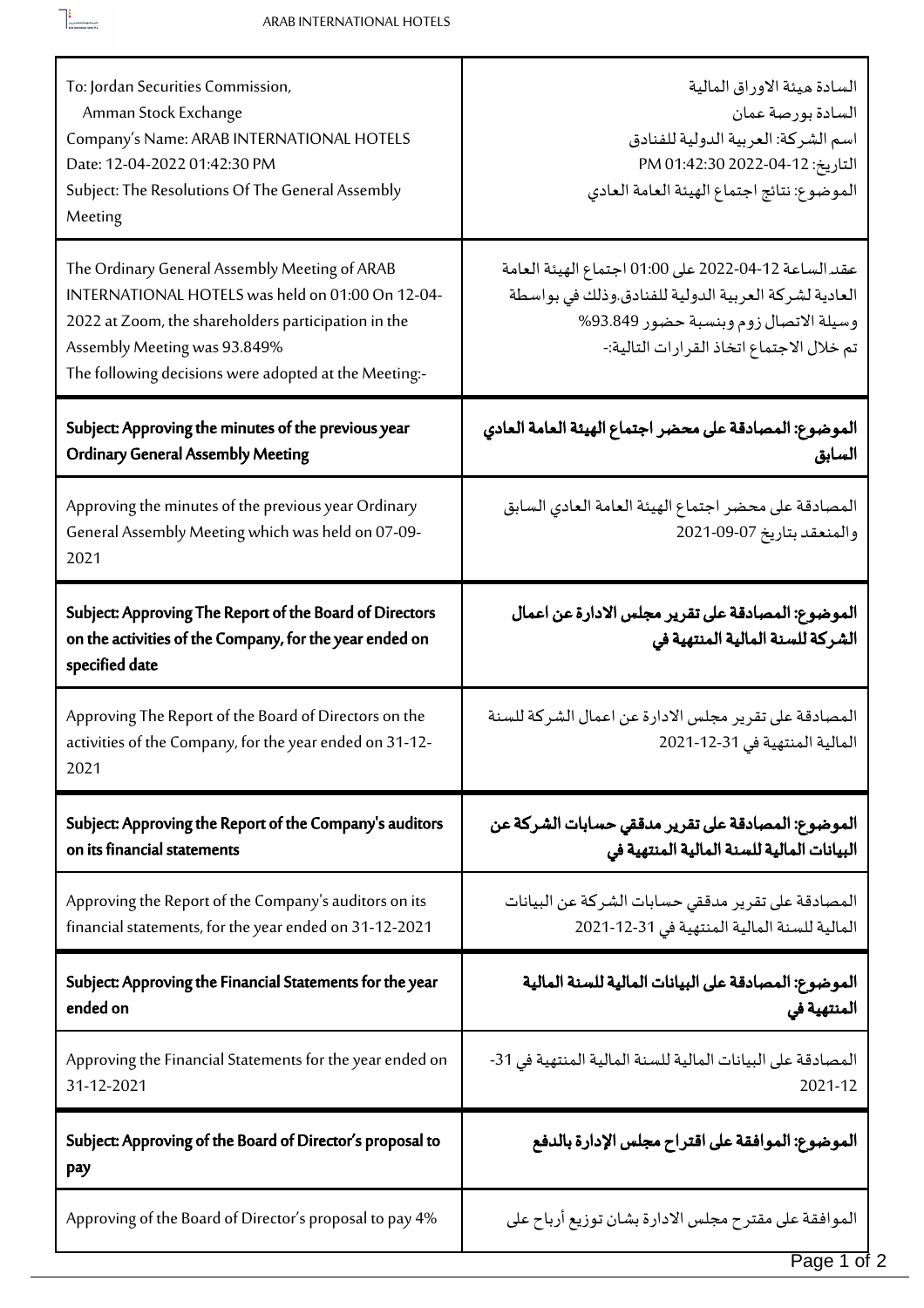| To: Jordan Securities Commission, Amman Stock Exchange<br>Company's Name: ARAB INTERNATIONAL HOTELS<br>Date: 12-04-2022 01:42:30 PM<br>Subject: The Resolutions Of The General Assembly Meeting | السادة هيئة الاوراق المالية<br>السادة بورصة عمان<br>اسم الشركة: العربية الدولية للفنادق<br>التاريخ: 12-04-2022 01:42:30 PM<br>الموضوع: نتائج اجتماع الهيئة العامة العادي |
|---|---|
| The Ordinary General Assembly Meeting of ARAB INTERNATIONAL HOTELS was held on 01:00 On 12-04-2022 at Zoom, the shareholders participation in the Assembly Meeting was 93.849%<br>The following decisions were adopted at the Meeting:- | عقد الساعة 12-04-2022 على 01:00 اجتماع الهيئة العامة العادية لشركة العربية الدولية للفنادق.وذلك في بواسطة وسيلة الاتصال زوم وبنسبة حضور 93.849%<br>تم خلال الاجتماع اتخاذ القرارات التالية:- |
| **Subject: Approving the minutes of the previous year Ordinary General Assembly Meeting** | **الموضوع: المصادقة على محضر اجتماع الهيئة العامة العادي السابق** |
| Approving the minutes of the previous year Ordinary General Assembly Meeting which was held on 07-09-2021 | المصادقة على محضر اجتماع الهيئة العامة العادي السابق والمنعقد بتاريخ 07-09-2021 |
| **Subject: Approving The Report of the Board of Directors on the activities of the Company, for the year ended on specified date** | **الموضوع: المصادقة على تقرير مجلس الادارة عن اعمال الشركة للسنة المالية المنتهية في** |
| Approving The Report of the Board of Directors on the activities of the Company, for the year ended on 31-12-2021 | المصادقة على تقرير مجلس الادارة عن اعمال الشركة للسنة المالية المنتهية في 31-12-2021 |
| **Subject: Approving the Report of the Company's auditors on its financial statements** | **الموضوع: المصادقة على تقرير مدققي حسابات الشركة عن البيانات المالية للسنة المالية المنتهية في** |
| Approving the Report of the Company's auditors on its financial statements, for the year ended on 31-12-2021 | المصادقة على تقرير مدققي حسابات الشركة عن البيانات المالية للسنة المالية المنتهية في 31-12-2021 |
| **Subject: Approving the Financial Statements for the year ended on** | **الموضوع: المصادقة على البيانات المالية للسنة المالية المنتهية في** |
| Approving the Financial Statements for the year ended on 31-12-2021 | المصادقة على البيانات المالية للسنة المالية المنتهية في 31-12-2021 |
| **Subject: Approving of the Board of Director's proposal to pay** | **الموضوع: الموافقة على اقتراح مجلس الإدارة بالدفع** |
| Approving of the Board of Director's proposal to pay 4% | الموافقة على مقترح مجلس الادارة بشان توزيع أرباح على |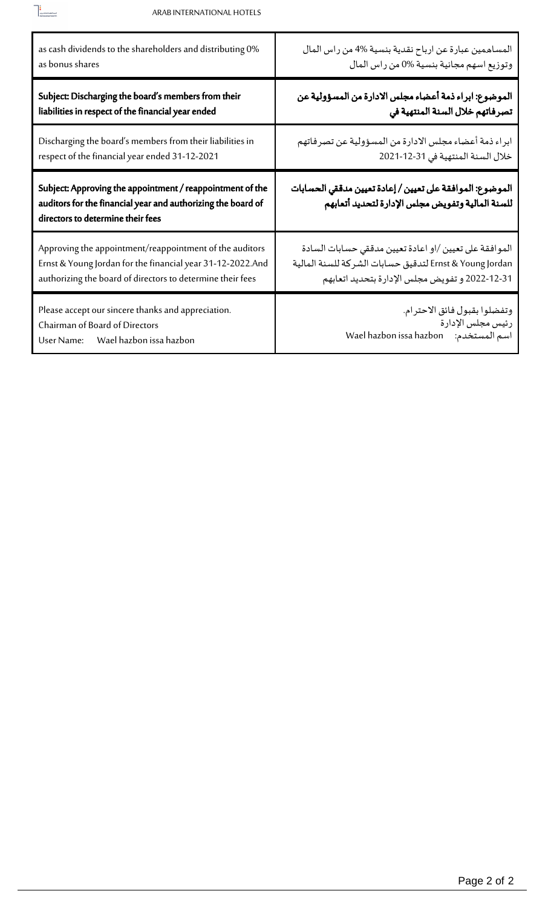| | |
|---|---|
| as cash dividends to the shareholders and distributing 0% as bonus shares | المساهمين عبارة عن ارباح نقدية بنسبة 4% من راس المال وتوزيع اسهم مجانية بنسبة 0% من راس المال |
| **Subject: Discharging the board's members from their liabilities in respect of the financial year ended** | **الموضوع: ابراء ذمة أعضاء مجلس الادارة من المسؤولية عن تصرفاتهم خلال السنة المنتهية في** |
| Discharging the board's members from their liabilities in respect of the financial year ended 31-12-2021 | ابراء ذمة أعضاء مجلس الادارة من المسؤولية عن تصرفاتهم خلال السنة المنتهية في 31-12-2021 |
| **Subject: Approving the appointment / reappointment of the auditors for the financial year and authorizing the board of directors to determine their fees** | **الموضوع: الموافقة على تعيين / إعادة تعيين مدققي الحسابات للسنة المالية وتفويض مجلس الإدارة لتحديد أتعابهم** |
| Approving the appointment/reappointment of the auditors Ernst & Young Jordan for the financial year 31-12-2022.And authorizing the board of directors to determine their fees | الموافقة على تعيين /او اعادة تعيين مدققي حسابات السادة Ernst & Young Jordan لتدقيق حسابات الشركة للسنة المالية 31-12-2022 و تفويض مجلس الإدارة بتحديد اتعابهم |
| Please accept our sincere thanks and appreciation.<br>Chairman of Board of Directors<br>User Name: Wael hazbon issa hazbon | وتفضلوا بقبول فائق الاحترام.<br>رئيس مجلس الإدارة<br>اسم المستخدم: Wael hazbon issa hazbon |